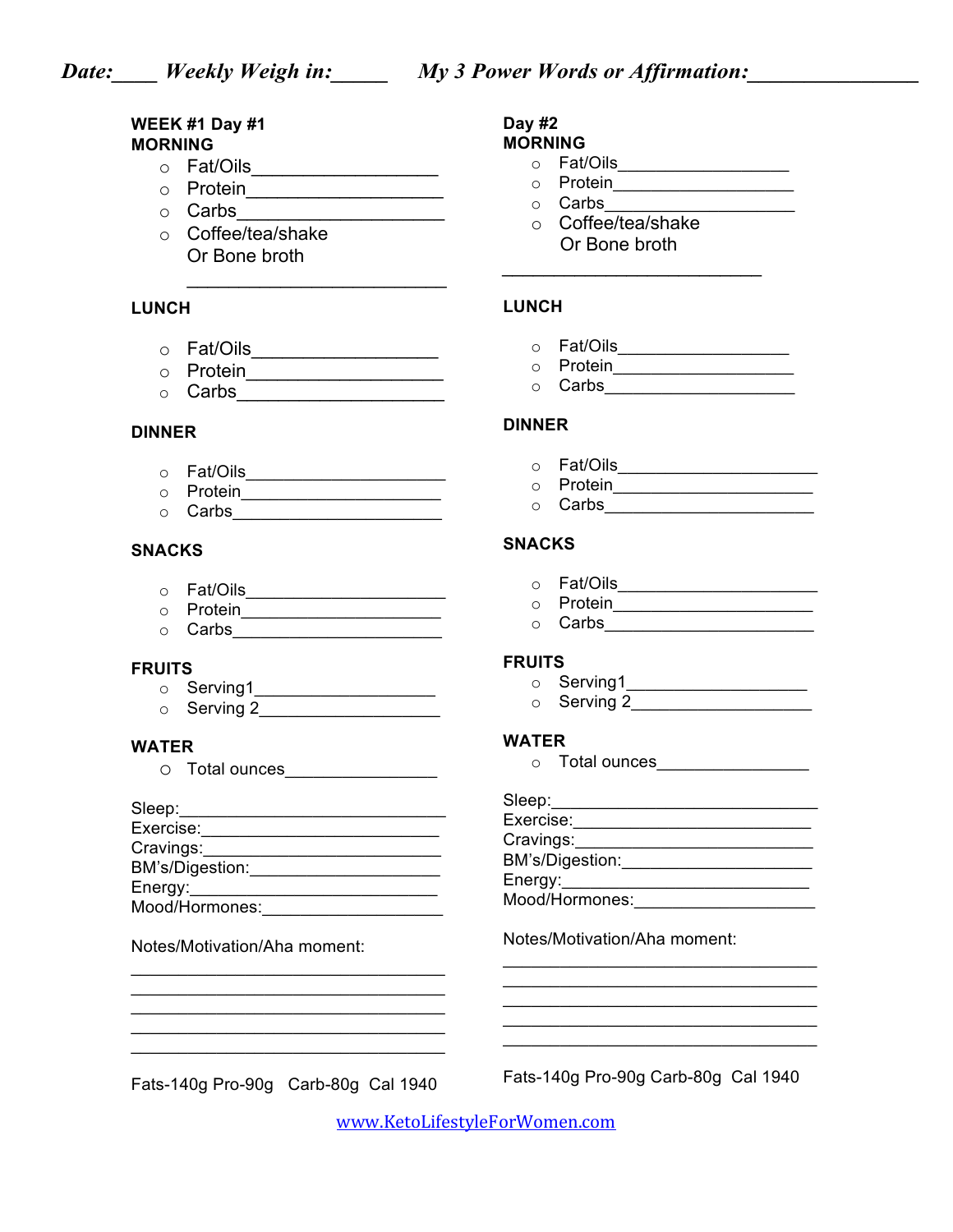***Date:\_\_\_\_ Weekly Weigh in:\_\_\_\_\_ My 3 Power Words or Affirmation:\_\_\_\_\_\_\_\_\_\_\_\_\_\_\_***

**WEEK #1 Day #1**

**MORNING**

- Fat/Oils\_\_\_\_\_\_\_\_\_\_\_\_\_\_\_\_\_\_
- Protein\_\_\_\_\_\_\_\_\_\_\_\_\_\_\_\_\_\_\_
- Carbs\_\_\_\_\_\_\_\_\_\_\_\_\_\_\_\_\_\_\_\_
- Coffee/tea/shake Or Bone broth \_\_\_\_\_\_\_\_\_\_\_\_\_\_\_\_\_\_\_\_\_\_\_\_\_\_

**LUNCH**

- Fat/Oils\_\_\_\_\_\_\_\_\_\_\_\_\_\_\_\_\_\_
- Protein\_\_\_\_\_\_\_\_\_\_\_\_\_\_\_\_\_\_\_
- Carbs\_\_\_\_\_\_\_\_\_\_\_\_\_\_\_\_\_\_\_\_

**DINNER**

- Fat/Oils\_\_\_\_\_\_\_\_\_\_\_\_\_\_\_\_\_\_\_\_
- Protein\_\_\_\_\_\_\_\_\_\_\_\_\_\_\_\_\_\_\_\_
- Carbs\_\_\_\_\_\_\_\_\_\_\_\_\_\_\_\_\_\_\_\_\_

**SNACKS**

- Fat/Oils\_\_\_\_\_\_\_\_\_\_\_\_\_\_\_\_\_\_\_\_
- Protein\_\_\_\_\_\_\_\_\_\_\_\_\_\_\_\_\_\_\_\_
- Carbs\_\_\_\_\_\_\_\_\_\_\_\_\_\_\_\_\_\_\_\_\_

**FRUITS**

- Serving1\_\_\_\_\_\_\_\_\_\_\_\_\_\_\_\_\_\_
- Serving 2\_\_\_\_\_\_\_\_\_\_\_\_\_\_\_\_\_\_

**WATER**

- Total ounces\_\_\_\_\_\_\_\_\_\_\_\_\_\_\_

Sleep:\_\_\_\_\_\_\_\_\_\_\_\_\_\_\_\_\_\_\_\_\_\_\_\_\_\_

Exercise:\_\_\_\_\_\_\_\_\_\_\_\_\_\_\_\_\_\_\_\_\_\_\_\_

Cravings:\_\_\_\_\_\_\_\_\_\_\_\_\_\_\_\_\_\_\_\_\_\_\_\_

BM's/Digestion:\_\_\_\_\_\_\_\_\_\_\_\_\_\_\_\_\_\_\_\_

Energy:\_\_\_\_\_\_\_\_\_\_\_\_\_\_\_\_\_\_\_\_\_\_\_\_\_

Mood/Hormones:\_\_\_\_\_\_\_\_\_\_\_\_\_\_\_\_\_\_\_

Notes/Motivation/Aha moment:

\_\_\_\_\_\_\_\_\_\_\_\_\_\_\_\_\_\_\_\_\_\_\_\_\_\_\_\_\_\_\_\_\_\_

\_\_\_\_\_\_\_\_\_\_\_\_\_\_\_\_\_\_\_\_\_\_\_\_\_\_\_\_\_\_\_\_\_\_

\_\_\_\_\_\_\_\_\_\_\_\_\_\_\_\_\_\_\_\_\_\_\_\_\_\_\_\_\_\_\_\_\_\_

\_\_\_\_\_\_\_\_\_\_\_\_\_\_\_\_\_\_\_\_\_\_\_\_\_\_\_\_\_\_\_\_\_\_

\_\_\_\_\_\_\_\_\_\_\_\_\_\_\_\_\_\_\_\_\_\_\_\_\_\_\_\_\_\_\_\_\_\_

Fats-140g Pro-90g Carb-80g Cal 1940

**Day #2**

**MORNING**

- Fat/Oils\_\_\_\_\_\_\_\_\_\_\_\_\_\_\_\_\_\_
- Protein\_\_\_\_\_\_\_\_\_\_\_\_\_\_\_\_\_\_\_
- Carbs\_\_\_\_\_\_\_\_\_\_\_\_\_\_\_\_\_\_\_\_
- Coffee/tea/shake Or Bone broth

\_\_\_\_\_\_\_\_\_\_\_\_\_\_\_\_\_\_\_\_\_\_\_\_\_\_

**LUNCH**

- Fat/Oils\_\_\_\_\_\_\_\_\_\_\_\_\_\_\_\_\_\_
- Protein\_\_\_\_\_\_\_\_\_\_\_\_\_\_\_\_\_\_\_
- Carbs\_\_\_\_\_\_\_\_\_\_\_\_\_\_\_\_\_\_\_\_

**DINNER**

- Fat/Oils\_\_\_\_\_\_\_\_\_\_\_\_\_\_\_\_\_\_\_\_
- Protein\_\_\_\_\_\_\_\_\_\_\_\_\_\_\_\_\_\_\_\_
- Carbs\_\_\_\_\_\_\_\_\_\_\_\_\_\_\_\_\_\_\_\_\_

**SNACKS**

- Fat/Oils\_\_\_\_\_\_\_\_\_\_\_\_\_\_\_\_\_\_\_\_
- Protein\_\_\_\_\_\_\_\_\_\_\_\_\_\_\_\_\_\_\_\_
- Carbs\_\_\_\_\_\_\_\_\_\_\_\_\_\_\_\_\_\_\_\_\_

**FRUITS**

- Serving1\_\_\_\_\_\_\_\_\_\_\_\_\_\_\_\_\_\_
- Serving 2\_\_\_\_\_\_\_\_\_\_\_\_\_\_\_\_\_\_

**WATER**

- Total ounces\_\_\_\_\_\_\_\_\_\_\_\_\_\_\_

Sleep:\_\_\_\_\_\_\_\_\_\_\_\_\_\_\_\_\_\_\_\_\_\_\_\_\_\_

Exercise:\_\_\_\_\_\_\_\_\_\_\_\_\_\_\_\_\_\_\_\_\_\_\_\_

Cravings:\_\_\_\_\_\_\_\_\_\_\_\_\_\_\_\_\_\_\_\_\_\_\_\_

BM's/Digestion:\_\_\_\_\_\_\_\_\_\_\_\_\_\_\_\_\_\_\_\_

Energy:\_\_\_\_\_\_\_\_\_\_\_\_\_\_\_\_\_\_\_\_\_\_\_\_\_

Mood/Hormones:\_\_\_\_\_\_\_\_\_\_\_\_\_\_\_\_\_\_\_

Notes/Motivation/Aha moment:

\_\_\_\_\_\_\_\_\_\_\_\_\_\_\_\_\_\_\_\_\_\_\_\_\_\_\_\_\_\_\_\_\_\_

\_\_\_\_\_\_\_\_\_\_\_\_\_\_\_\_\_\_\_\_\_\_\_\_\_\_\_\_\_\_\_\_\_\_

\_\_\_\_\_\_\_\_\_\_\_\_\_\_\_\_\_\_\_\_\_\_\_\_\_\_\_\_\_\_\_\_\_\_

\_\_\_\_\_\_\_\_\_\_\_\_\_\_\_\_\_\_\_\_\_\_\_\_\_\_\_\_\_\_\_\_\_\_

\_\_\_\_\_\_\_\_\_\_\_\_\_\_\_\_\_\_\_\_\_\_\_\_\_\_\_\_\_\_\_\_\_\_

Fats-140g Pro-90g Carb-80g Cal 1940

[www.KetoLifestyleForWomen.com](http://www.KetoLifestyleForWomen.com)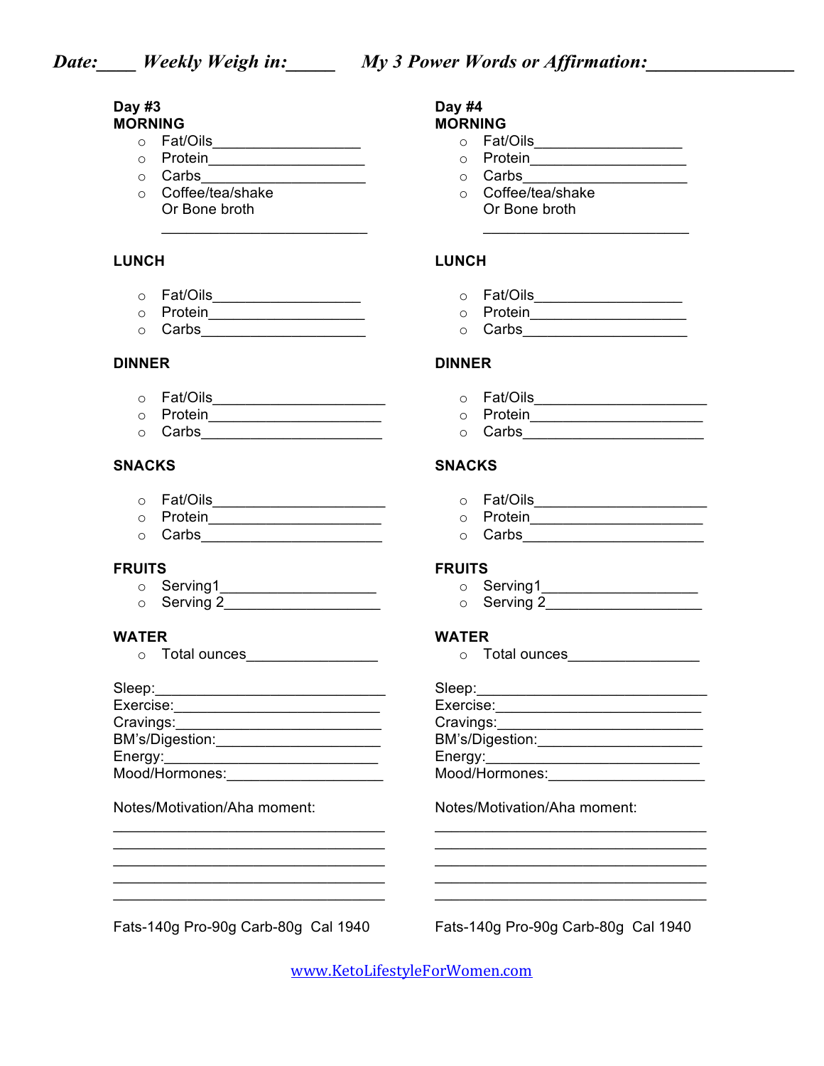***Date:____ Weekly Weigh in:_____ My 3 Power Words or Affirmation:_______________***

**Day #3**
**MORNING**

- Fat/Oils__________________
- Protein___________________
- Carbs____________________
- Coffee/tea/shake
  Or Bone broth
  _________________________

**LUNCH**

- Fat/Oils__________________
- Protein___________________
- Carbs____________________

**DINNER**

- Fat/Oils_____________________
- Protein______________________
- Carbs_______________________

**SNACKS**

- Fat/Oils_____________________
- Protein______________________
- Carbs_______________________

**FRUITS**

- Serving1___________________
- Serving 2___________________

**WATER**

- Total ounces________________

Sleep:____________________________
Exercise:__________________________
Cravings:__________________________
BM's/Digestion:_____________________
Energy:___________________________
Mood/Hormones:___________________

Notes/Motivation/Aha moment:

_________________________________
_________________________________
_________________________________
_________________________________
_________________________________

Fats-140g Pro-90g Carb-80g Cal 1940

**Day #4**
**MORNING**

- Fat/Oils__________________
- Protein___________________
- Carbs____________________
- Coffee/tea/shake
  Or Bone broth
  _________________________

**LUNCH**

- Fat/Oils__________________
- Protein___________________
- Carbs____________________

**DINNER**

- Fat/Oils_____________________
- Protein______________________
- Carbs_______________________

**SNACKS**

- Fat/Oils_____________________
- Protein______________________
- Carbs_______________________

**FRUITS**

- Serving1___________________
- Serving 2___________________

**WATER**

- Total ounces________________

Sleep:____________________________
Exercise:__________________________
Cravings:__________________________
BM's/Digestion:_____________________
Energy:___________________________
Mood/Hormones:___________________

Notes/Motivation/Aha moment:

_________________________________
_________________________________
_________________________________
_________________________________
_________________________________

Fats-140g Pro-90g Carb-80g Cal 1940

www.KetoLifestyleForWomen.com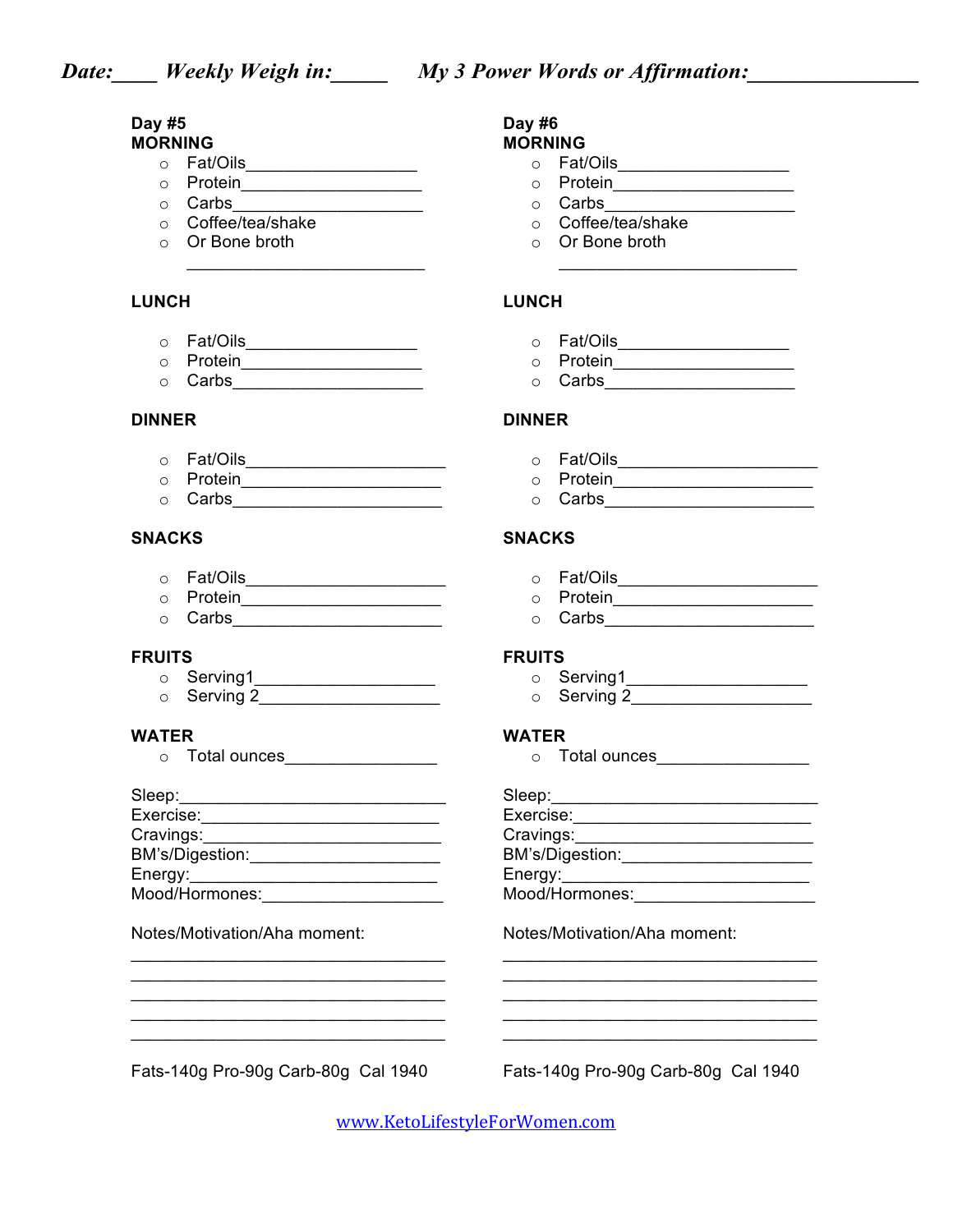***Date:\_\_\_\_ Weekly Weigh in:\_\_\_\_\_ My 3 Power Words or Affirmation:\_\_\_\_\_\_\_\_\_\_\_\_\_\_\_***

**Day #5**
**MORNING**

- Fat/Oils__________________
- Protein___________________
- Carbs____________________
- Coffee/tea/shake
- Or Bone broth
  __________________________

**LUNCH**

- Fat/Oils__________________
- Protein___________________
- Carbs____________________

**DINNER**

- Fat/Oils______________________
- Protein______________________
- Carbs_______________________

**SNACKS**

- Fat/Oils______________________
- Protein______________________
- Carbs_______________________

**FRUITS**

- Serving1___________________
- Serving 2___________________

**WATER**

- Total ounces________________

Sleep:____________________________
Exercise:__________________________
Cravings:__________________________
BM's/Digestion:_____________________
Energy:___________________________
Mood/Hormones:___________________

Notes/Motivation/Aha moment:

___________________________________
___________________________________
___________________________________
___________________________________
___________________________________

Fats-140g Pro-90g Carb-80g Cal 1940

**Day #6**
**MORNING**

- Fat/Oils__________________
- Protein___________________
- Carbs____________________
- Coffee/tea/shake
- Or Bone broth
  __________________________

**LUNCH**

- Fat/Oils__________________
- Protein___________________
- Carbs____________________

**DINNER**

- Fat/Oils______________________
- Protein______________________
- Carbs_______________________

**SNACKS**

- Fat/Oils______________________
- Protein______________________
- Carbs_______________________

**FRUITS**

- Serving1___________________
- Serving 2___________________

**WATER**

- Total ounces________________

Sleep:____________________________
Exercise:__________________________
Cravings:__________________________
BM's/Digestion:_____________________
Energy:___________________________
Mood/Hormones:___________________

Notes/Motivation/Aha moment:

___________________________________
___________________________________
___________________________________
___________________________________
___________________________________

Fats-140g Pro-90g Carb-80g Cal 1940

www.KetoLifestyleForWomen.com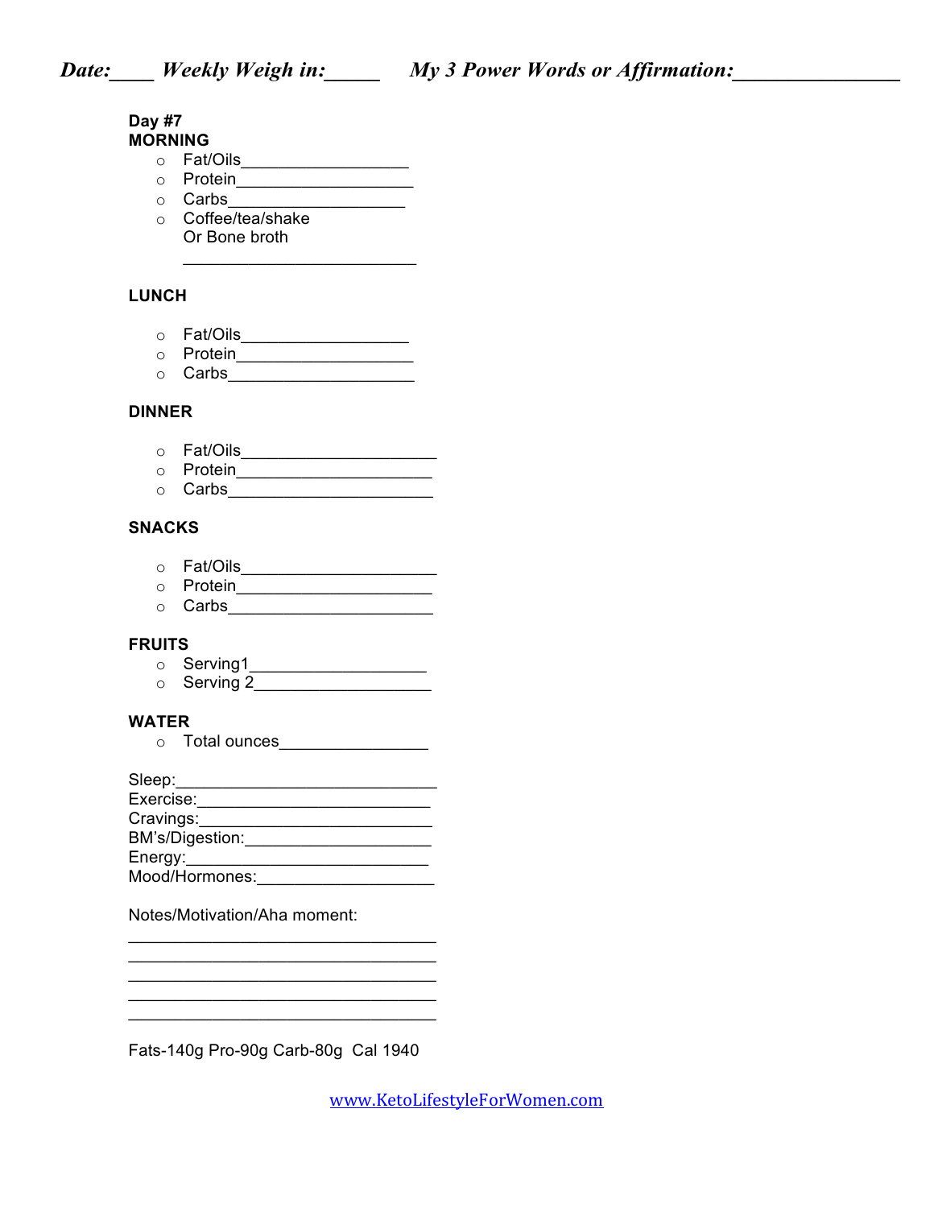*Date:____ Weekly Weigh in:_____ My 3 Power Words or Affirmation:_______________*

**Day #7**
**MORNING**

- Fat/Oils__________________
- Protein___________________
- Carbs___________________
- Coffee/tea/shake
  Or Bone broth
  _________________________

**LUNCH**

- Fat/Oils__________________
- Protein___________________
- Carbs____________________

**DINNER**

- Fat/Oils_____________________
- Protein_____________________
- Carbs______________________

**SNACKS**

- Fat/Oils_____________________
- Protein_____________________
- Carbs______________________

**FRUITS**

- Serving1___________________
- Serving 2___________________

**WATER**

- Total ounces________________

Sleep:____________________________
Exercise:_________________________
Cravings:_________________________
BM's/Digestion:____________________
Energy:___________________________
Mood/Hormones:___________________

Notes/Motivation/Aha moment:
_________________________________
_________________________________
_________________________________
_________________________________
_________________________________

Fats-140g Pro-90g Carb-80g Cal 1940

www.KetoLifestyleForWomen.com